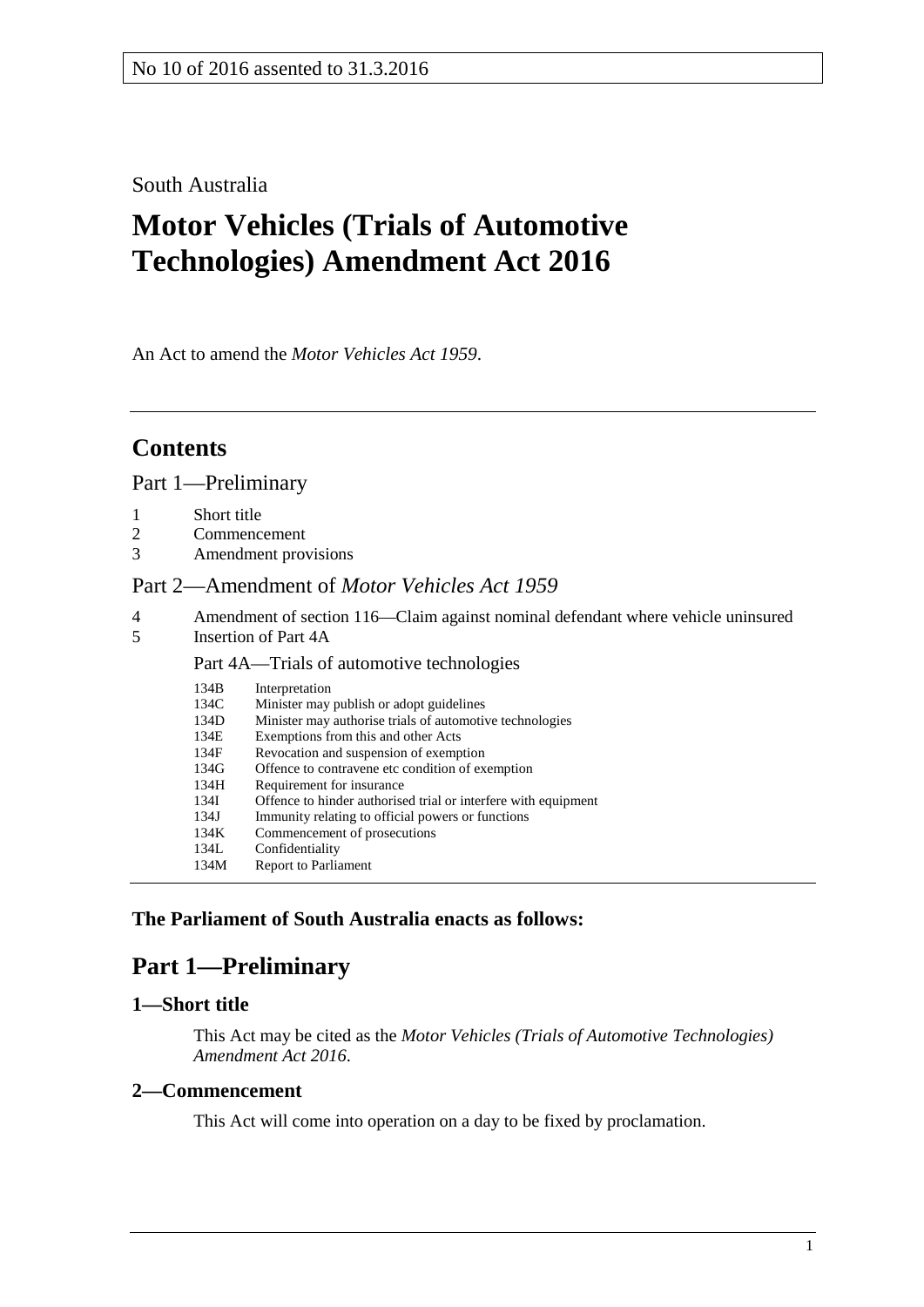No 10 of 2016 assented to 31.3.2016

South Australia

# Motor Vehicles (Trials of Automotive Technologies) Amendment Act 2016

An Act to amend the *Motor Vehicles Act 1959*.

## Contents

Part 1—Preliminary

1 Short title
2 Commencement
3 Amendment provisions

Part 2—Amendment of *Motor Vehicles Act 1959*

4 Amendment of section 116—Claim against nominal defendant where vehicle uninsured
5 Insertion of Part 4A

Part 4A—Trials of automotive technologies

134B Interpretation
134C Minister may publish or adopt guidelines
134D Minister may authorise trials of automotive technologies
134E Exemptions from this and other Acts
134F Revocation and suspension of exemption
134G Offence to contravene etc condition of exemption
134H Requirement for insurance
134I Offence to hinder authorised trial or interfere with equipment
134J Immunity relating to official powers or functions
134K Commencement of prosecutions
134L Confidentiality
134M Report to Parliament

**The Parliament of South Australia enacts as follows:**

## Part 1—Preliminary

### 1—Short title

This Act may be cited as the *Motor Vehicles (Trials of Automotive Technologies) Amendment Act 2016*.

### 2—Commencement

This Act will come into operation on a day to be fixed by proclamation.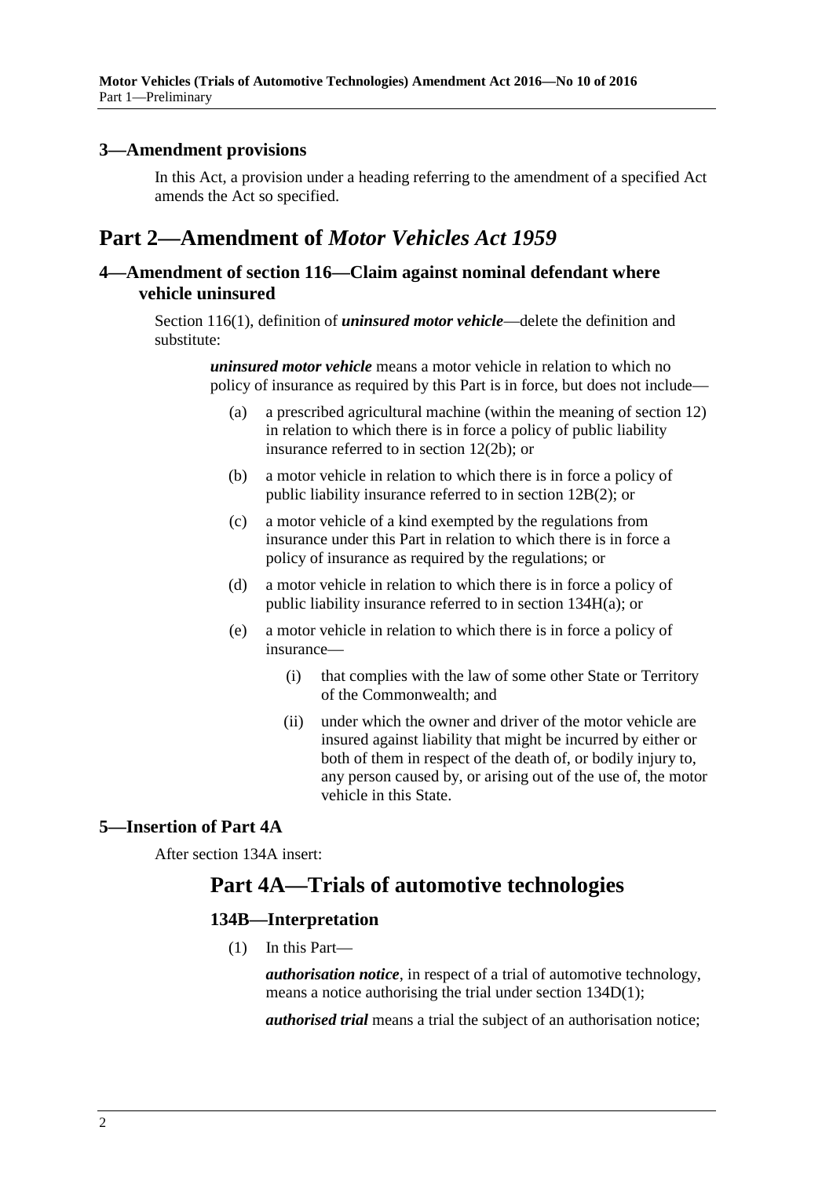### 3—Amendment provisions

In this Act, a provision under a heading referring to the amendment of a specified Act amends the Act so specified.

## Part 2—Amendment of *Motor Vehicles Act 1959*

### 4—Amendment of section 116—Claim against nominal defendant where vehicle uninsured

Section 116(1), definition of ***uninsured motor vehicle***—delete the definition and substitute:

> ***uninsured motor vehicle*** means a motor vehicle in relation to which no policy of insurance as required by this Part is in force, but does not include—
>
> (a) a prescribed agricultural machine (within the meaning of section 12) in relation to which there is in force a policy of public liability insurance referred to in section 12(2b); or
>
> (b) a motor vehicle in relation to which there is in force a policy of public liability insurance referred to in section 12B(2); or
>
> (c) a motor vehicle of a kind exempted by the regulations from insurance under this Part in relation to which there is in force a policy of insurance as required by the regulations; or
>
> (d) a motor vehicle in relation to which there is in force a policy of public liability insurance referred to in section 134H(a); or
>
> (e) a motor vehicle in relation to which there is in force a policy of insurance—
>
> (i) that complies with the law of some other State or Territory of the Commonwealth; and
>
> (ii) under which the owner and driver of the motor vehicle are insured against liability that might be incurred by either or both of them in respect of the death of, or bodily injury to, any person caused by, or arising out of the use of, the motor vehicle in this State.

### 5—Insertion of Part 4A

After section 134A insert:

## Part 4A—Trials of automotive technologies

### 134B—Interpretation

(1) In this Part—

***authorisation notice***, in respect of a trial of automotive technology, means a notice authorising the trial under section 134D(1);

***authorised trial*** means a trial the subject of an authorisation notice;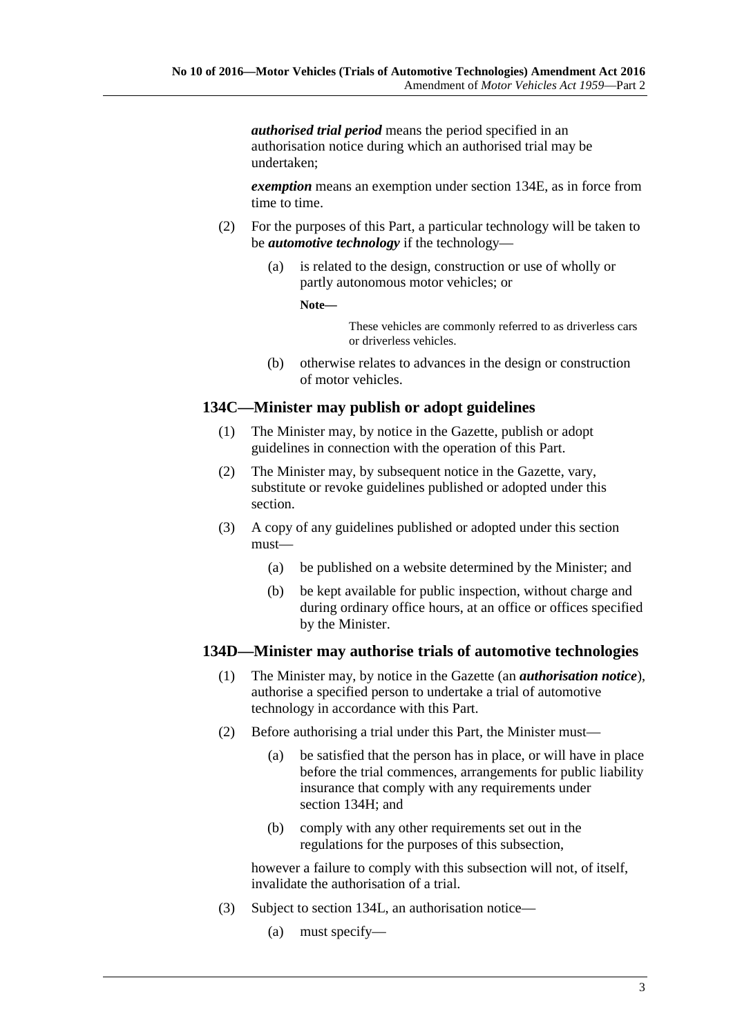***authorised trial period*** means the period specified in an authorisation notice during which an authorised trial may be undertaken;

***exemption*** means an exemption under section 134E, as in force from time to time.

(2) For the purposes of this Part, a particular technology will be taken to be ***automotive technology*** if the technology—

(a) is related to the design, construction or use of wholly or partly autonomous motor vehicles; or

**Note—**

These vehicles are commonly referred to as driverless cars or driverless vehicles.

(b) otherwise relates to advances in the design or construction of motor vehicles.

## 134C—Minister may publish or adopt guidelines

(1) The Minister may, by notice in the Gazette, publish or adopt guidelines in connection with the operation of this Part.

(2) The Minister may, by subsequent notice in the Gazette, vary, substitute or revoke guidelines published or adopted under this section.

(3) A copy of any guidelines published or adopted under this section must—

(a) be published on a website determined by the Minister; and

(b) be kept available for public inspection, without charge and during ordinary office hours, at an office or offices specified by the Minister.

## 134D—Minister may authorise trials of automotive technologies

(1) The Minister may, by notice in the Gazette (an ***authorisation notice***), authorise a specified person to undertake a trial of automotive technology in accordance with this Part.

(2) Before authorising a trial under this Part, the Minister must—

(a) be satisfied that the person has in place, or will have in place before the trial commences, arrangements for public liability insurance that comply with any requirements under section 134H; and

(b) comply with any other requirements set out in the regulations for the purposes of this subsection,

however a failure to comply with this subsection will not, of itself, invalidate the authorisation of a trial.

(3) Subject to section 134L, an authorisation notice—

(a) must specify—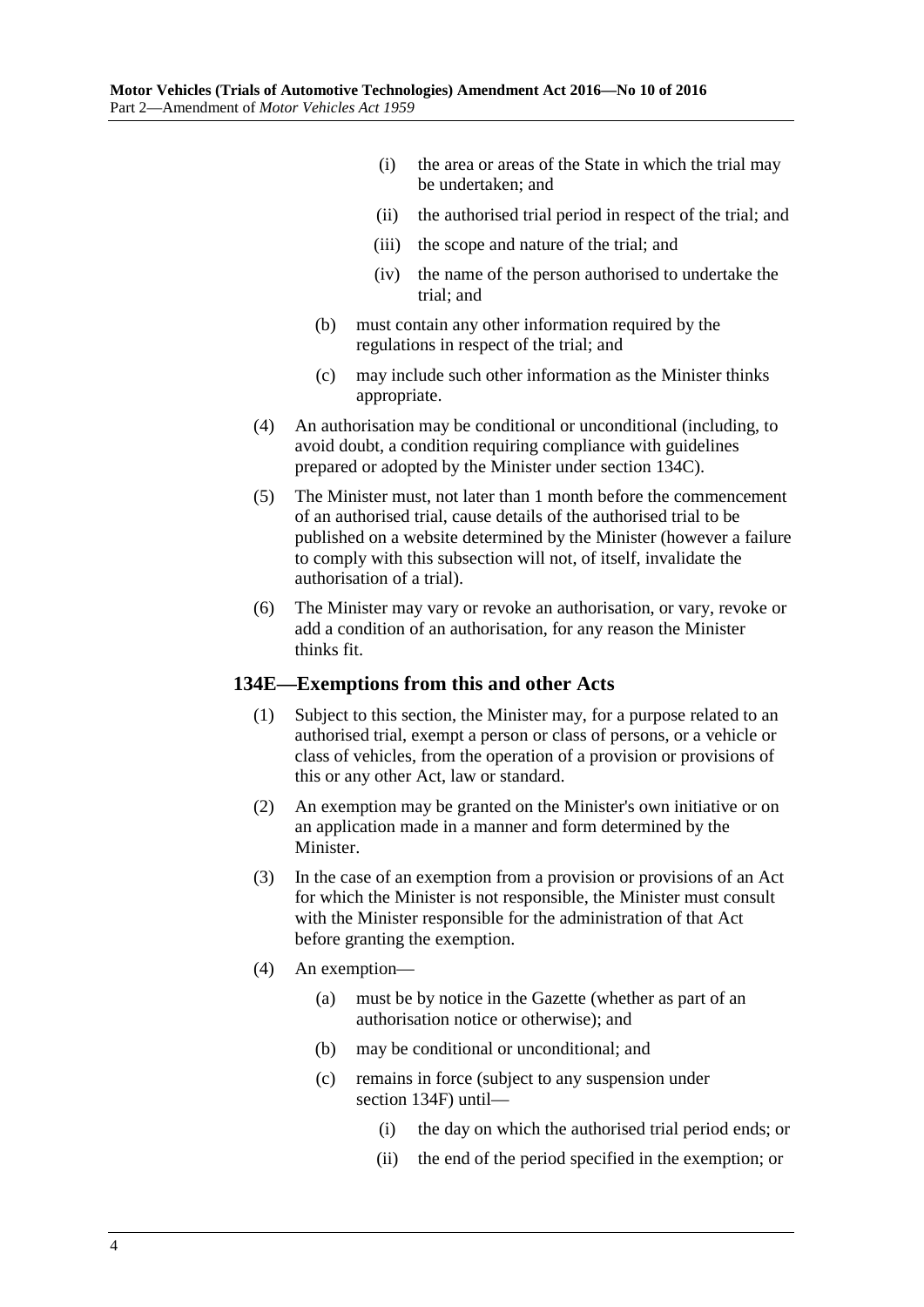(i) the area or areas of the State in which the trial may be undertaken; and

(ii) the authorised trial period in respect of the trial; and

(iii) the scope and nature of the trial; and

(iv) the name of the person authorised to undertake the trial; and

(b) must contain any other information required by the regulations in respect of the trial; and

(c) may include such other information as the Minister thinks appropriate.

(4) An authorisation may be conditional or unconditional (including, to avoid doubt, a condition requiring compliance with guidelines prepared or adopted by the Minister under section 134C).

(5) The Minister must, not later than 1 month before the commencement of an authorised trial, cause details of the authorised trial to be published on a website determined by the Minister (however a failure to comply with this subsection will not, of itself, invalidate the authorisation of a trial).

(6) The Minister may vary or revoke an authorisation, or vary, revoke or add a condition of an authorisation, for any reason the Minister thinks fit.

### 134E—Exemptions from this and other Acts

(1) Subject to this section, the Minister may, for a purpose related to an authorised trial, exempt a person or class of persons, or a vehicle or class of vehicles, from the operation of a provision or provisions of this or any other Act, law or standard.

(2) An exemption may be granted on the Minister's own initiative or on an application made in a manner and form determined by the Minister.

(3) In the case of an exemption from a provision or provisions of an Act for which the Minister is not responsible, the Minister must consult with the Minister responsible for the administration of that Act before granting the exemption.

(4) An exemption—

(a) must be by notice in the Gazette (whether as part of an authorisation notice or otherwise); and

(b) may be conditional or unconditional; and

(c) remains in force (subject to any suspension under section 134F) until—

(i) the day on which the authorised trial period ends; or

(ii) the end of the period specified in the exemption; or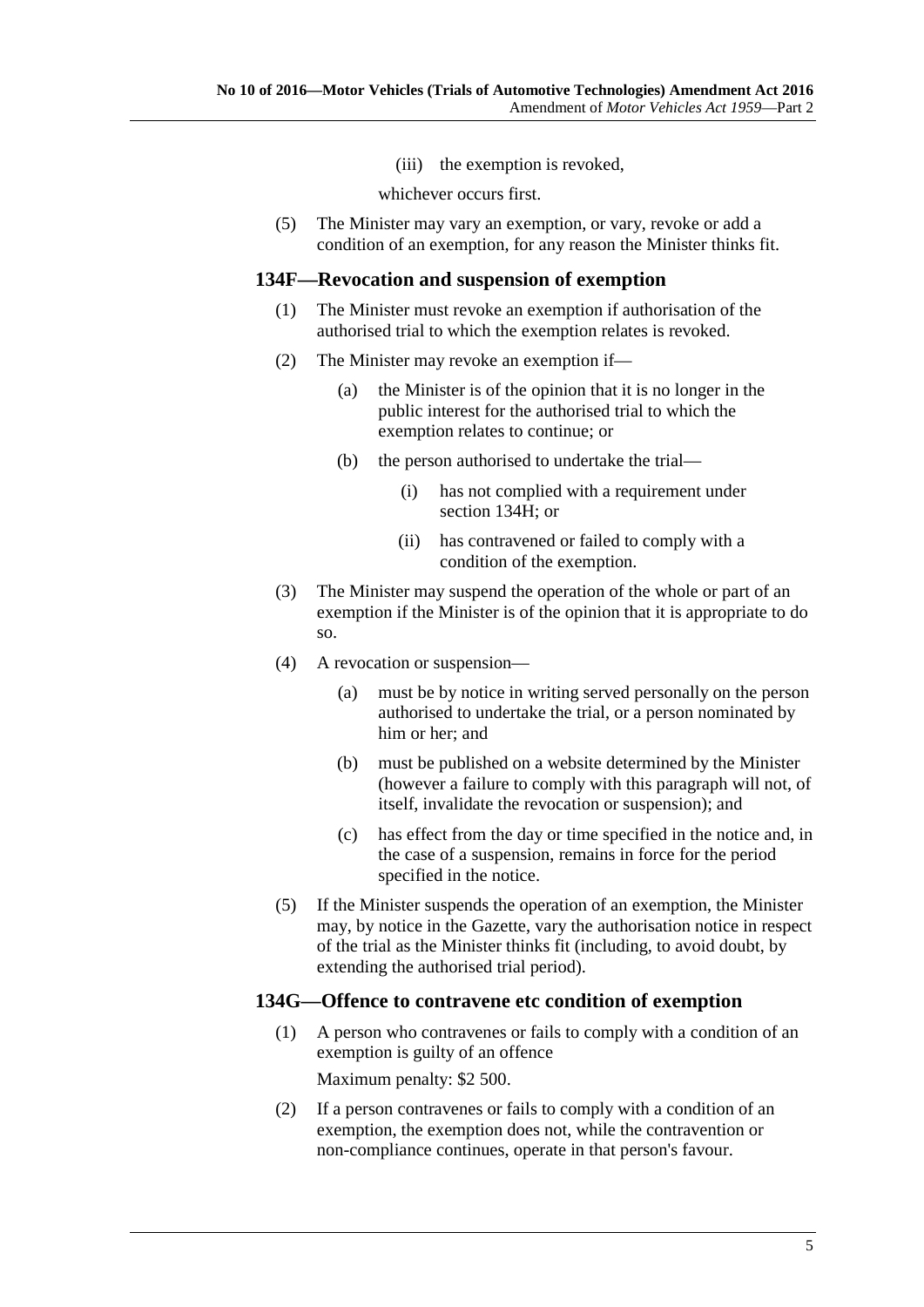(iii) the exemption is revoked,

whichever occurs first.

(5) The Minister may vary an exemption, or vary, revoke or add a condition of an exemption, for any reason the Minister thinks fit.

### 134F—Revocation and suspension of exemption

(1) The Minister must revoke an exemption if authorisation of the authorised trial to which the exemption relates is revoked.

(2) The Minister may revoke an exemption if—

(a) the Minister is of the opinion that it is no longer in the public interest for the authorised trial to which the exemption relates to continue; or

(b) the person authorised to undertake the trial—

(i) has not complied with a requirement under section 134H; or

(ii) has contravened or failed to comply with a condition of the exemption.

(3) The Minister may suspend the operation of the whole or part of an exemption if the Minister is of the opinion that it is appropriate to do so.

(4) A revocation or suspension—

(a) must be by notice in writing served personally on the person authorised to undertake the trial, or a person nominated by him or her; and

(b) must be published on a website determined by the Minister (however a failure to comply with this paragraph will not, of itself, invalidate the revocation or suspension); and

(c) has effect from the day or time specified in the notice and, in the case of a suspension, remains in force for the period specified in the notice.

(5) If the Minister suspends the operation of an exemption, the Minister may, by notice in the Gazette, vary the authorisation notice in respect of the trial as the Minister thinks fit (including, to avoid doubt, by extending the authorised trial period).

### 134G—Offence to contravene etc condition of exemption

(1) A person who contravenes or fails to comply with a condition of an exemption is guilty of an offence

Maximum penalty: $2 500.

(2) If a person contravenes or fails to comply with a condition of an exemption, the exemption does not, while the contravention or non-compliance continues, operate in that person's favour.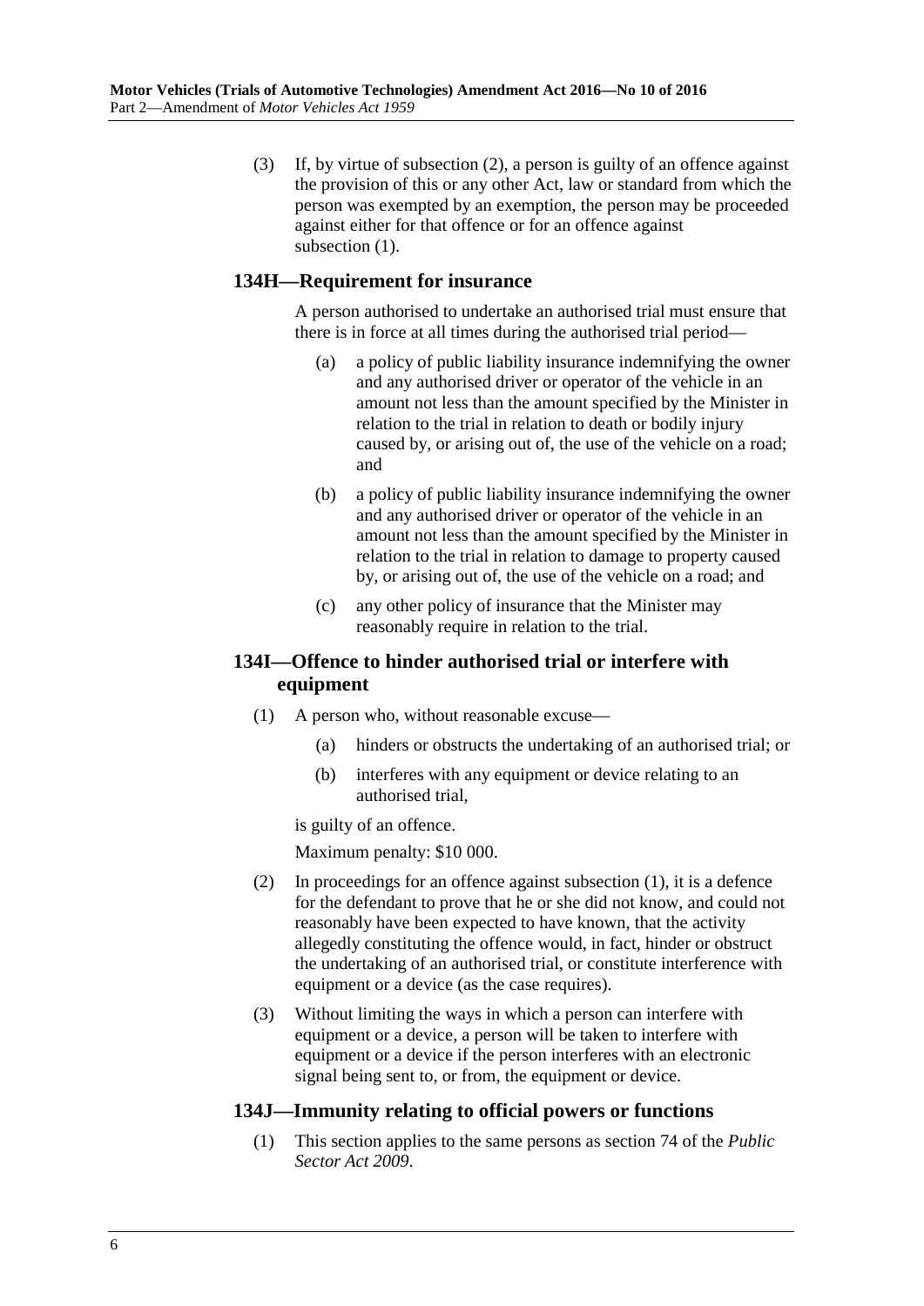(3) If, by virtue of subsection (2), a person is guilty of an offence against the provision of this or any other Act, law or standard from which the person was exempted by an exemption, the person may be proceeded against either for that offence or for an offence against subsection (1).

### 134H—Requirement for insurance

A person authorised to undertake an authorised trial must ensure that there is in force at all times during the authorised trial period—

(a) a policy of public liability insurance indemnifying the owner and any authorised driver or operator of the vehicle in an amount not less than the amount specified by the Minister in relation to the trial in relation to death or bodily injury caused by, or arising out of, the use of the vehicle on a road; and

(b) a policy of public liability insurance indemnifying the owner and any authorised driver or operator of the vehicle in an amount not less than the amount specified by the Minister in relation to the trial in relation to damage to property caused by, or arising out of, the use of the vehicle on a road; and

(c) any other policy of insurance that the Minister may reasonably require in relation to the trial.

### 134I—Offence to hinder authorised trial or interfere with equipment

(1) A person who, without reasonable excuse—

(a) hinders or obstructs the undertaking of an authorised trial; or

(b) interferes with any equipment or device relating to an authorised trial,

is guilty of an offence.

Maximum penalty: $10 000.

(2) In proceedings for an offence against subsection (1), it is a defence for the defendant to prove that he or she did not know, and could not reasonably have been expected to have known, that the activity allegedly constituting the offence would, in fact, hinder or obstruct the undertaking of an authorised trial, or constitute interference with equipment or a device (as the case requires).

(3) Without limiting the ways in which a person can interfere with equipment or a device, a person will be taken to interfere with equipment or a device if the person interferes with an electronic signal being sent to, or from, the equipment or device.

### 134J—Immunity relating to official powers or functions

(1) This section applies to the same persons as section 74 of the *Public Sector Act 2009*.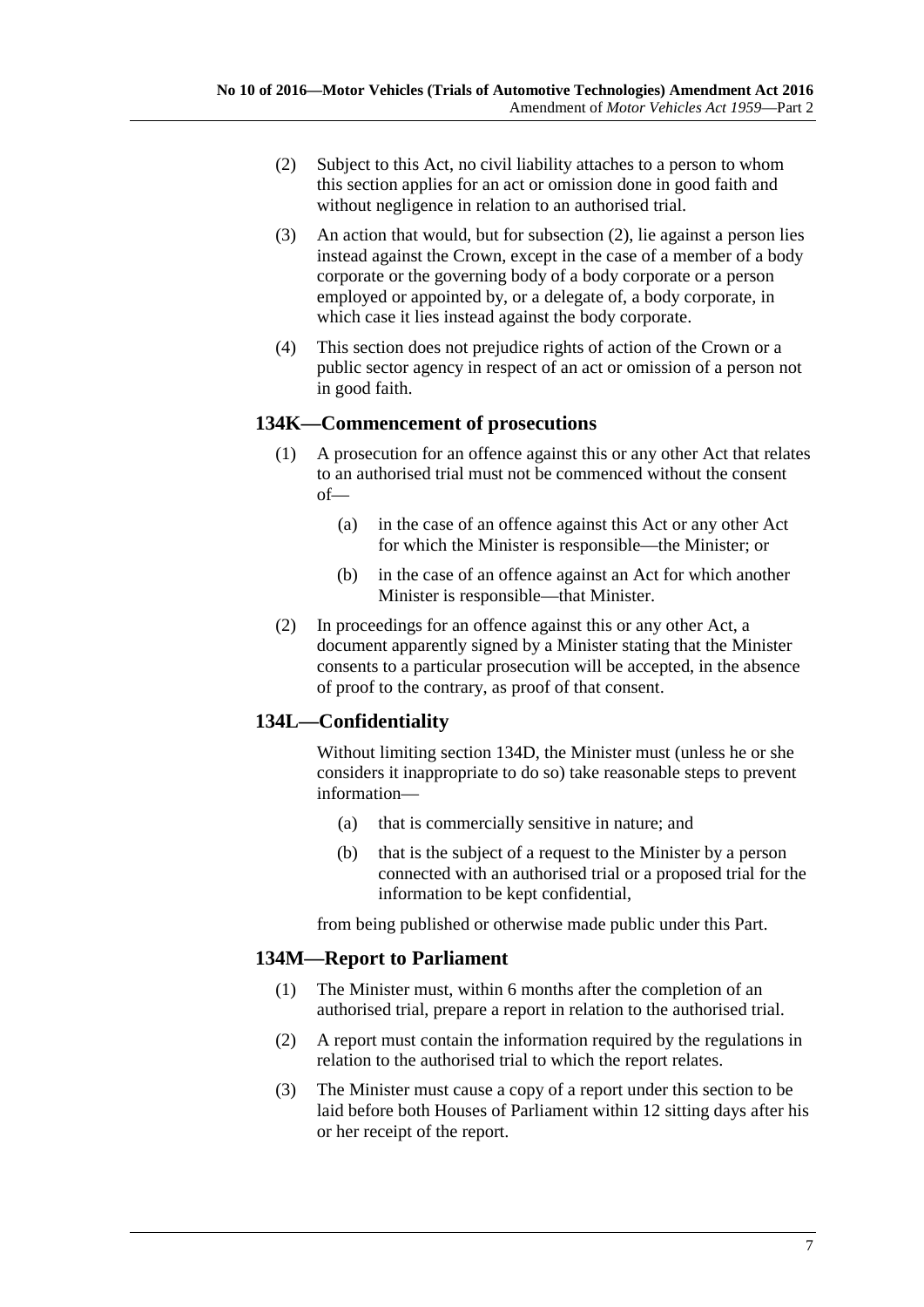(2) Subject to this Act, no civil liability attaches to a person to whom this section applies for an act or omission done in good faith and without negligence in relation to an authorised trial.

(3) An action that would, but for subsection (2), lie against a person lies instead against the Crown, except in the case of a member of a body corporate or the governing body of a body corporate or a person employed or appointed by, or a delegate of, a body corporate, in which case it lies instead against the body corporate.

(4) This section does not prejudice rights of action of the Crown or a public sector agency in respect of an act or omission of a person not in good faith.

### 134K—Commencement of prosecutions

(1) A prosecution for an offence against this or any other Act that relates to an authorised trial must not be commenced without the consent of—

(a) in the case of an offence against this Act or any other Act for which the Minister is responsible—the Minister; or

(b) in the case of an offence against an Act for which another Minister is responsible—that Minister.

(2) In proceedings for an offence against this or any other Act, a document apparently signed by a Minister stating that the Minister consents to a particular prosecution will be accepted, in the absence of proof to the contrary, as proof of that consent.

### 134L—Confidentiality

Without limiting section 134D, the Minister must (unless he or she considers it inappropriate to do so) take reasonable steps to prevent information—

(a) that is commercially sensitive in nature; and

(b) that is the subject of a request to the Minister by a person connected with an authorised trial or a proposed trial for the information to be kept confidential,

from being published or otherwise made public under this Part.

### 134M—Report to Parliament

(1) The Minister must, within 6 months after the completion of an authorised trial, prepare a report in relation to the authorised trial.

(2) A report must contain the information required by the regulations in relation to the authorised trial to which the report relates.

(3) The Minister must cause a copy of a report under this section to be laid before both Houses of Parliament within 12 sitting days after his or her receipt of the report.